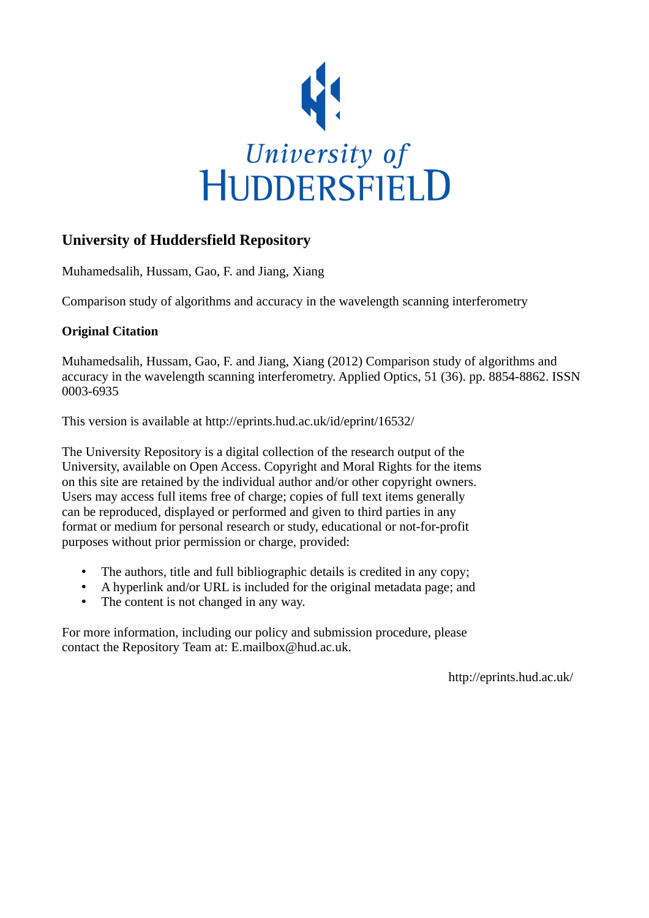University of HUDDERSFIELD

## University of Huddersfield Repository

Muhamedsalih, Hussam, Gao, F. and Jiang, Xiang

Comparison study of algorithms and accuracy in the wavelength scanning interferometry

### Original Citation

Muhamedsalih, Hussam, Gao, F. and Jiang, Xiang (2012) Comparison study of algorithms and accuracy in the wavelength scanning interferometry. Applied Optics, 51 (36). pp. 8854-8862. ISSN 0003-6935

This version is available at http://eprints.hud.ac.uk/id/eprint/16532/

The University Repository is a digital collection of the research output of the University, available on Open Access. Copyright and Moral Rights for the items on this site are retained by the individual author and/or other copyright owners. Users may access full items free of charge; copies of full text items generally can be reproduced, displayed or performed and given to third parties in any format or medium for personal research or study, educational or not-for-profit purposes without prior permission or charge, provided:

- The authors, title and full bibliographic details is credited in any copy;
- A hyperlink and/or URL is included for the original metadata page; and
- The content is not changed in any way.

For more information, including our policy and submission procedure, please contact the Repository Team at: E.mailbox@hud.ac.uk.

http://eprints.hud.ac.uk/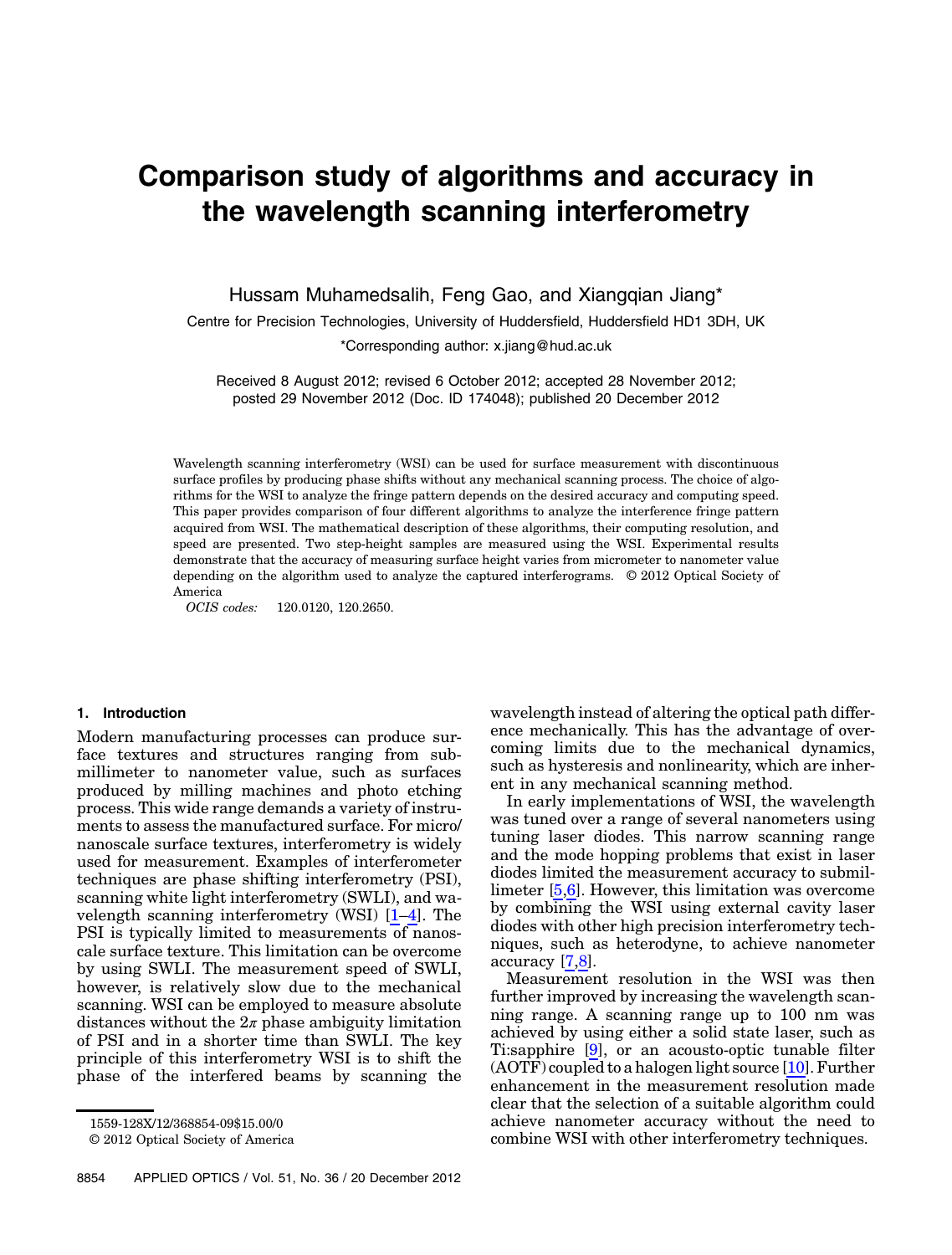# Comparison study of algorithms and accuracy in the wavelength scanning interferometry

Hussam Muhamedsalih, Feng Gao, and Xiangqian Jiang*

Centre for Precision Technologies, University of Huddersfield, Huddersfield HD1 3DH, UK

*Corresponding author: x.jiang@hud.ac.uk

Received 8 August 2012; revised 6 October 2012; accepted 28 November 2012; posted 29 November 2012 (Doc. ID 174048); published 20 December 2012

Wavelength scanning interferometry (WSI) can be used for surface measurement with discontinuous surface profiles by producing phase shifts without any mechanical scanning process. The choice of algorithms for the WSI to analyze the fringe pattern depends on the desired accuracy and computing speed. This paper provides comparison of four different algorithms to analyze the interference fringe pattern acquired from WSI. The mathematical description of these algorithms, their computing resolution, and speed are presented. Two step-height samples are measured using the WSI. Experimental results demonstrate that the accuracy of measuring surface height varies from micrometer to nanometer value depending on the algorithm used to analyze the captured interferograms. © 2012 Optical Society of America

*OCIS codes:* 120.0120, 120.2650.

## 1. Introduction

Modern manufacturing processes can produce surface textures and structures ranging from submillimeter to nanometer value, such as surfaces produced by milling machines and photo etching process. This wide range demands a variety of instruments to assess the manufactured surface. For micro/nanoscale surface textures, interferometry is widely used for measurement. Examples of interferometer techniques are phase shifting interferometry (PSI), scanning white light interferometry (SWLI), and wavelength scanning interferometry (WSI) [1–4]. The PSI is typically limited to measurements of nanoscale surface texture. This limitation can be overcome by using SWLI. The measurement speed of SWLI, however, is relatively slow due to the mechanical scanning. WSI can be employed to measure absolute distances without the $2\pi$ phase ambiguity limitation of PSI and in a shorter time than SWLI. The key principle of this interferometry WSI is to shift the phase of the interfered beams by scanning the wavelength instead of altering the optical path difference mechanically. This has the advantage of overcoming limits due to the mechanical dynamics, such as hysteresis and nonlinearity, which are inherent in any mechanical scanning method.

In early implementations of WSI, the wavelength was tuned over a range of several nanometers using tuning laser diodes. This narrow scanning range and the mode hopping problems that exist in laser diodes limited the measurement accuracy to submillimeter [5,6]. However, this limitation was overcome by combining the WSI using external cavity laser diodes with other high precision interferometry techniques, such as heterodyne, to achieve nanometer accuracy [7,8].

Measurement resolution in the WSI was then further improved by increasing the wavelength scanning range. A scanning range up to 100 nm was achieved by using either a solid state laser, such as Ti:sapphire [9], or an acousto-optic tunable filter (AOTF) coupled to a halogen light source [10]. Further enhancement in the measurement resolution made clear that the selection of a suitable algorithm could achieve nanometer accuracy without the need to combine WSI with other interferometry techniques.

1559-128X/12/368854-09$15.00/0

© 2012 Optical Society of America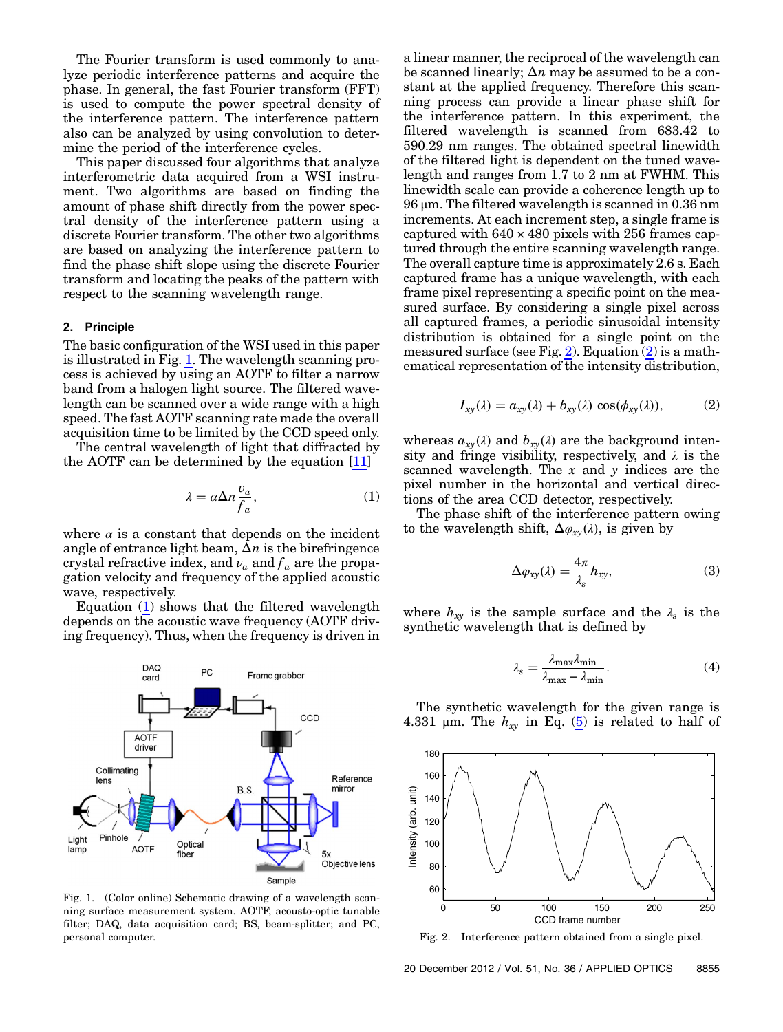The Fourier transform is used commonly to analyze periodic interference patterns and acquire the phase. In general, the fast Fourier transform (FFT) is used to compute the power spectral density of the interference pattern. The interference pattern also can be analyzed by using convolution to determine the period of the interference cycles.

This paper discussed four algorithms that analyze interferometric data acquired from a WSI instrument. Two algorithms are based on finding the amount of phase shift directly from the power spectral density of the interference pattern using a discrete Fourier transform. The other two algorithms are based on analyzing the interference pattern to find the phase shift slope using the discrete Fourier transform and locating the peaks of the pattern with respect to the scanning wavelength range.

## 2. Principle

The basic configuration of the WSI used in this paper is illustrated in Fig. 1. The wavelength scanning process is achieved by using an AOTF to filter a narrow band from a halogen light source. The filtered wavelength can be scanned over a wide range with a high speed. The fast AOTF scanning rate made the overall acquisition time to be limited by the CCD speed only.

The central wavelength of light that diffracted by the AOTF can be determined by the equation [11]

$$\lambda = \alpha \Delta n \frac{v_a}{f_a}, \tag{1}$$

where $\alpha$ is a constant that depends on the incident angle of entrance light beam, $\Delta n$ is the birefringence crystal refractive index, and $\nu_a$ and $f_a$ are the propagation velocity and frequency of the applied acoustic wave, respectively.

Equation (1) shows that the filtered wavelength depends on the acoustic wave frequency (AOTF driving frequency). Thus, when the frequency is driven in a linear manner, the reciprocal of the wavelength can be scanned linearly; $\Delta n$ may be assumed to be a constant at the applied frequency. Therefore this scanning process can provide a linear phase shift for the interference pattern. In this experiment, the filtered wavelength is scanned from 683.42 to 590.29 nm ranges. The obtained spectral linewidth of the filtered light is dependent on the tuned wavelength and ranges from 1.7 to 2 nm at FWHM. This linewidth scale can provide a coherence length up to 96 μm. The filtered wavelength is scanned in 0.36 nm increments. At each increment step, a single frame is captured with 640 × 480 pixels with 256 frames captured through the entire scanning wavelength range. The overall capture time is approximately 2.6 s. Each captured frame has a unique wavelength, with each frame pixel representing a specific point on the measured surface. By considering a single pixel across all captured frames, a periodic sinusoidal intensity distribution is obtained for a single point on the measured surface (see Fig. 2). Equation (2) is a mathematical representation of the intensity distribution,

Fig. 1. (Color online) Schematic drawing of a wavelength scanning surface measurement system. AOTF, acousto-optic tunable filter; DAQ, data acquisition card; BS, beam-splitter; and PC, personal computer.

$$I_{xy}(\lambda) = a_{xy}(\lambda) + b_{xy}(\lambda) \cos(\phi_{xy}(\lambda)), \tag{2}$$

whereas $a_{xy}(\lambda)$ and $b_{xy}(\lambda)$ are the background intensity and fringe visibility, respectively, and $\lambda$ is the scanned wavelength. The $x$ and $y$ indices are the pixel number in the horizontal and vertical directions of the area CCD detector, respectively.

The phase shift of the interference pattern owing to the wavelength shift, $\Delta\varphi_{xy}(\lambda)$, is given by

$$\Delta\varphi_{xy}(\lambda) = \frac{4\pi}{\lambda_s} h_{xy}, \tag{3}$$

where $h_{xy}$ is the sample surface and the $\lambda_s$ is the synthetic wavelength that is defined by

$$\lambda_s = \frac{\lambda_{\max}\lambda_{\min}}{\lambda_{\max} - \lambda_{\min}}. \tag{4}$$

The synthetic wavelength for the given range is 4.331 μm. The $h_{xy}$ in Eq. (5) is related to half of

Fig. 2. Interference pattern obtained from a single pixel.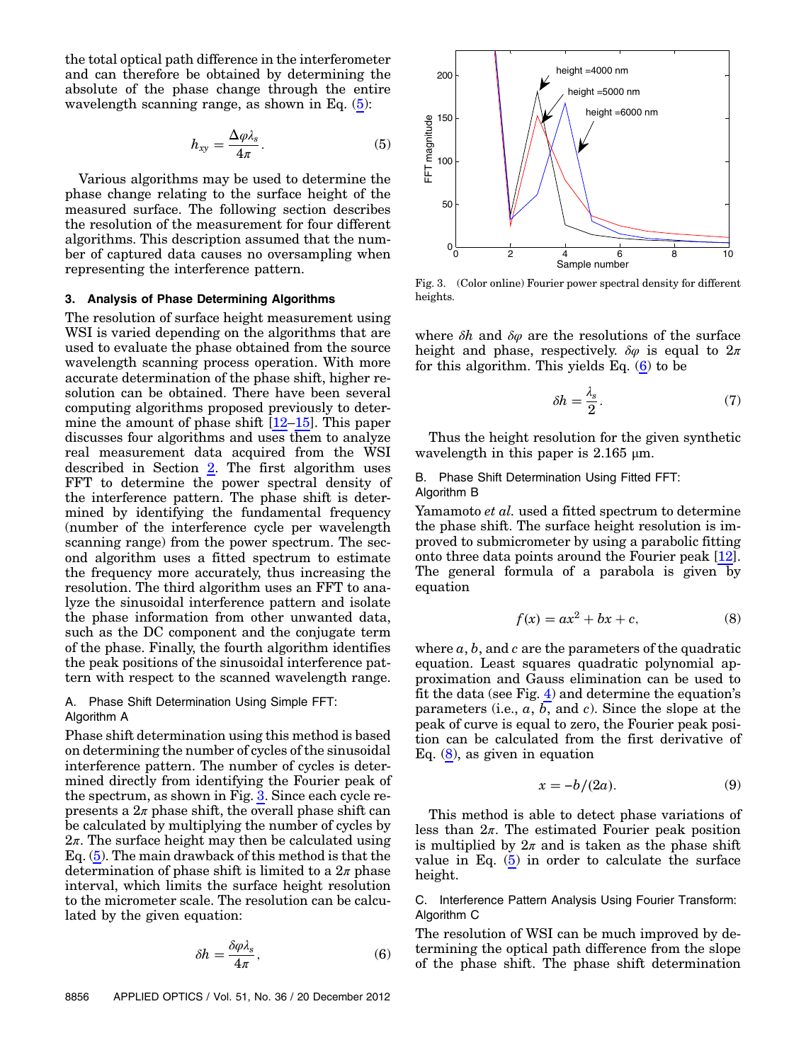the total optical path difference in the interferometer and can therefore be obtained by determining the absolute of the phase change through the entire wavelength scanning range, as shown in Eq. (5):

$$h_{xy} = \frac{\Delta\varphi\lambda_s}{4\pi}. \tag{5}$$

Various algorithms may be used to determine the phase change relating to the surface height of the measured surface. The following section describes the resolution of the measurement for four different algorithms. This description assumed that the number of captured data causes no oversampling when representing the interference pattern.

## 3. Analysis of Phase Determining Algorithms

The resolution of surface height measurement using WSI is varied depending on the algorithms that are used to evaluate the phase obtained from the source wavelength scanning process operation. With more accurate determination of the phase shift, higher resolution can be obtained. There have been several computing algorithms proposed previously to determine the amount of phase shift [12–15]. This paper discusses four algorithms and uses them to analyze real measurement data acquired from the WSI described in Section 2. The first algorithm uses FFT to determine the power spectral density of the interference pattern. The phase shift is determined by identifying the fundamental frequency (number of the interference cycle per wavelength scanning range) from the power spectrum. The second algorithm uses a fitted spectrum to estimate the frequency more accurately, thus increasing the resolution. The third algorithm uses an FFT to analyze the sinusoidal interference pattern and isolate the phase information from other unwanted data, such as the DC component and the conjugate term of the phase. Finally, the fourth algorithm identifies the peak positions of the sinusoidal interference pattern with respect to the scanned wavelength range.

### A. Phase Shift Determination Using Simple FFT: Algorithm A

Phase shift determination using this method is based on determining the number of cycles of the sinusoidal interference pattern. The number of cycles is determined directly from identifying the Fourier peak of the spectrum, as shown in Fig. 3. Since each cycle represents a $2\pi$ phase shift, the overall phase shift can be calculated by multiplying the number of cycles by $2\pi$. The surface height may then be calculated using Eq. (5). The main drawback of this method is that the determination of phase shift is limited to a $2\pi$ phase interval, which limits the surface height resolution to the micrometer scale. The resolution can be calculated by the given equation:

$$\delta h = \frac{\delta\varphi\lambda_s}{4\pi}, \tag{6}$$

Fig. 3. (Color online) Fourier power spectral density for different heights.

where $\delta h$ and $\delta\varphi$ are the resolutions of the surface height and phase, respectively. $\delta\varphi$ is equal to $2\pi$ for this algorithm. This yields Eq. (6) to be

$$\delta h = \frac{\lambda_s}{2}. \tag{7}$$

Thus the height resolution for the given synthetic wavelength in this paper is 2.165 μm.

### B. Phase Shift Determination Using Fitted FFT: Algorithm B

Yamamoto *et al.* used a fitted spectrum to determine the phase shift. The surface height resolution is improved to submicrometer by using a parabolic fitting onto three data points around the Fourier peak [12]. The general formula of a parabola is given by equation

$$f(x) = ax^2 + bx + c, \tag{8}$$

where $a$, $b$, and $c$ are the parameters of the quadratic equation. Least squares quadratic polynomial approximation and Gauss elimination can be used to fit the data (see Fig. 4) and determine the equation's parameters (i.e., $a$, $b$, and $c$). Since the slope at the peak of curve is equal to zero, the Fourier peak position can be calculated from the first derivative of Eq. (8), as given in equation

$$x = -b/(2a). \tag{9}$$

This method is able to detect phase variations of less than $2\pi$. The estimated Fourier peak position is multiplied by $2\pi$ and is taken as the phase shift value in Eq. (5) in order to calculate the surface height.

### C. Interference Pattern Analysis Using Fourier Transform: Algorithm C

The resolution of WSI can be much improved by determining the optical path difference from the slope of the phase shift. The phase shift determination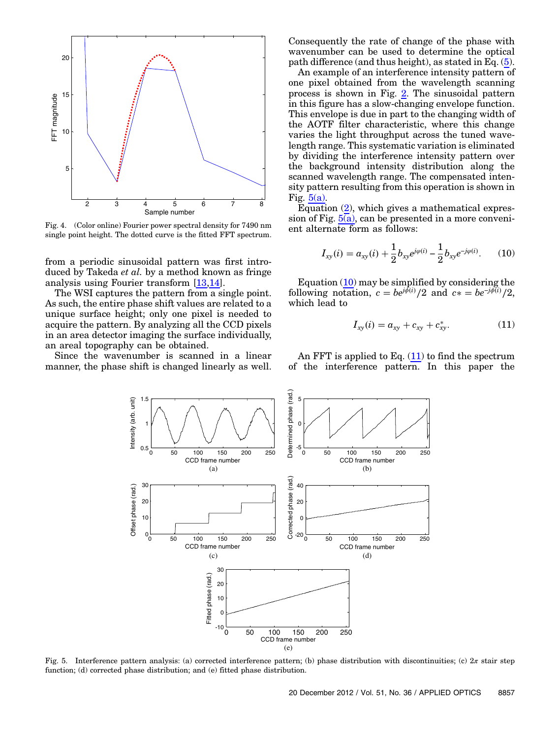Fig. 4. (Color online) Fourier power spectral density for 7490 nm single point height. The dotted curve is the fitted FFT spectrum.

from a periodic sinusoidal pattern was first introduced by Takeda *et al.* by a method known as fringe analysis using Fourier transform [13,14].

The WSI captures the pattern from a single point. As such, the entire phase shift values are related to a unique surface height; only one pixel is needed to acquire the pattern. By analyzing all the CCD pixels in an area detector imaging the surface individually, an areal topography can be obtained.

Since the wavenumber is scanned in a linear manner, the phase shift is changed linearly as well. Consequently the rate of change of the phase with wavenumber can be used to determine the optical path difference (and thus height), as stated in Eq. (5).

An example of an interference intensity pattern of one pixel obtained from the wavelength scanning process is shown in Fig. 2. The sinusoidal pattern in this figure has a slow-changing envelope function. This envelope is due in part to the changing width of the AOTF filter characteristic, where this change varies the light throughput across the tuned wavelength range. This systematic variation is eliminated by dividing the interference intensity pattern over the background intensity distribution along the scanned wavelength range. The compensated intensity pattern resulting from this operation is shown in Fig. 5(a).

Equation (2), which gives a mathematical expression of Fig. 5(a), can be presented in a more convenient alternate form as follows:

$$I_{xy}(i) = a_{xy}(i) + \frac{1}{2} b_{xy} e^{j\varphi(i)} - \frac{1}{2} b_{xy} e^{-j\varphi(i)}. \qquad (10)$$

Equation (10) may be simplified by considering the following notation, $c = be^{j\phi(i)}/2$ and $c* = be^{-j\phi(i)}/2$, which lead to

$$I_{xy}(i) = a_{xy} + c_{xy} + c_{xy}^{*}. \qquad (11)$$

An FFT is applied to Eq. (11) to find the spectrum of the interference pattern. In this paper the

Fig. 5. Interference pattern analysis: (a) corrected interference pattern; (b) phase distribution with discontinuities; (c) $2\pi$ stair step function; (d) corrected phase distribution; and (e) fitted phase distribution.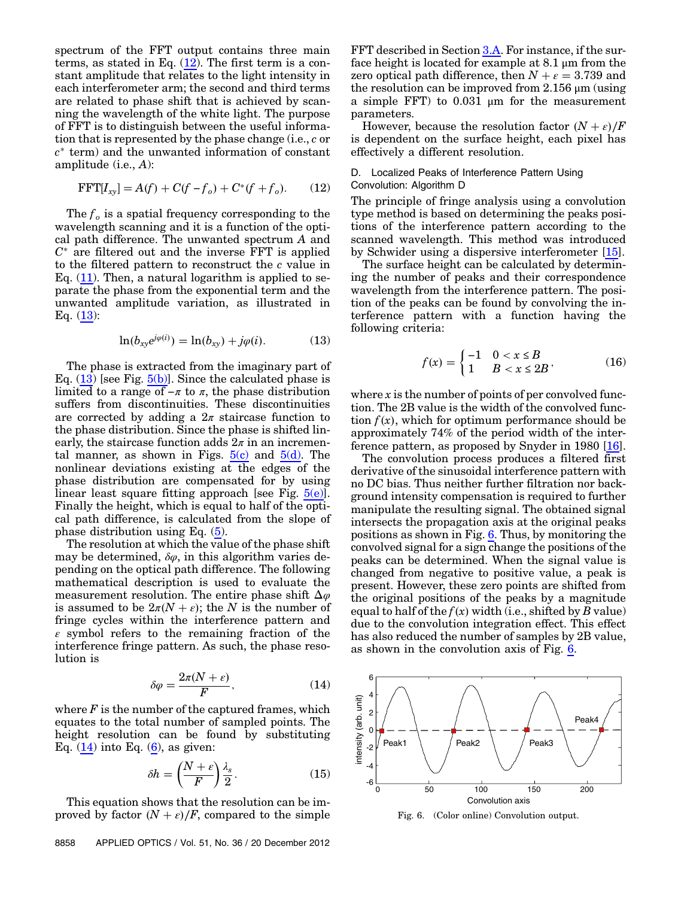spectrum of the FFT output contains three main terms, as stated in Eq. (12). The first term is a constant amplitude that relates to the light intensity in each interferometer arm; the second and third terms are related to phase shift that is achieved by scanning the wavelength of the white light. The purpose of FFT is to distinguish between the useful information that is represented by the phase change (i.e., $c$ or $c^*$ term) and the unwanted information of constant amplitude (i.e., $A$):

$$\mathrm{FFT}[I_{xy}] = A(f) + C(f - f_o) + C^*(f + f_o). \tag{12}$$

The $f_o$ is a spatial frequency corresponding to the wavelength scanning and it is a function of the optical path difference. The unwanted spectrum $A$ and $C^*$ are filtered out and the inverse FFT is applied to the filtered pattern to reconstruct the $c$ value in Eq. (11). Then, a natural logarithm is applied to separate the phase from the exponential term and the unwanted amplitude variation, as illustrated in Eq. (13):

$$\ln(b_{xy}e^{j\varphi(i)}) = \ln(b_{xy}) + j\varphi(i). \tag{13}$$

The phase is extracted from the imaginary part of Eq. (13) [see Fig. 5(b)]. Since the calculated phase is limited to a range of $-\pi$ to $\pi$, the phase distribution suffers from discontinuities. These discontinuities are corrected by adding a $2\pi$ staircase function to the phase distribution. Since the phase is shifted linearly, the staircase function adds $2\pi$ in an incremental manner, as shown in Figs. 5(c) and 5(d). The nonlinear deviations existing at the edges of the phase distribution are compensated for by using linear least square fitting approach [see Fig. 5(e)]. Finally the height, which is equal to half of the optical path difference, is calculated from the slope of phase distribution using Eq. (5).

The resolution at which the value of the phase shift may be determined, $\delta\varphi$, in this algorithm varies depending on the optical path difference. The following mathematical description is used to evaluate the measurement resolution. The entire phase shift $\Delta\varphi$ is assumed to be $2\pi(N + \varepsilon)$; the $N$ is the number of fringe cycles within the interference pattern and $\varepsilon$ symbol refers to the remaining fraction of the interference fringe pattern. As such, the phase resolution is

$$\delta\varphi = \frac{2\pi(N + \varepsilon)}{F}, \tag{14}$$

where $F$ is the number of the captured frames, which equates to the total number of sampled points. The height resolution can be found by substituting Eq. (14) into Eq. (6), as given:

$$\delta h = \left(\frac{N + \varepsilon}{F}\right)\frac{\lambda_s}{2}. \tag{15}$$

This equation shows that the resolution can be improved by factor $(N + \varepsilon)/F$, compared to the simple FFT described in Section 3.A. For instance, if the surface height is located for example at 8.1 μm from the zero optical path difference, then $N + \varepsilon = 3.739$ and the resolution can be improved from 2.156 μm (using a simple FFT) to 0.031 μm for the measurement parameters.

However, because the resolution factor $(N + \varepsilon)/F$ is dependent on the surface height, each pixel has effectively a different resolution.

### D. Localized Peaks of Interference Pattern Using Convolution: Algorithm D

The principle of fringe analysis using a convolution type method is based on determining the peaks positions of the interference pattern according to the scanned wavelength. This method was introduced by Schwider using a dispersive interferometer [15].

The surface height can be calculated by determining the number of peaks and their correspondence wavelength from the interference pattern. The position of the peaks can be found by convolving the interference pattern with a function having the following criteria:

$$f(x) = \begin{cases} -1 & 0 < x \le B \\ 1 & B < x \le 2B \end{cases}, \tag{16}$$

where $x$ is the number of points of per convolved function. The 2B value is the width of the convolved function $f(x)$, which for optimum performance should be approximately 74% of the period width of the interference pattern, as proposed by Snyder in 1980 [16].

The convolution process produces a filtered first derivative of the sinusoidal interference pattern with no DC bias. Thus neither further filtration nor background intensity compensation is required to further manipulate the resulting signal. The obtained signal intersects the propagation axis at the original peaks positions as shown in Fig. 6. Thus, by monitoring the convolved signal for a sign change the positions of the peaks can be determined. When the signal value is changed from negative to positive value, a peak is present. However, these zero points are shifted from the original positions of the peaks by a magnitude equal to half of the $f(x)$ width (i.e., shifted by $B$ value) due to the convolution integration effect. This effect has also reduced the number of samples by 2B value, as shown in the convolution axis of Fig. 6.

Fig. 6. (Color online) Convolution output.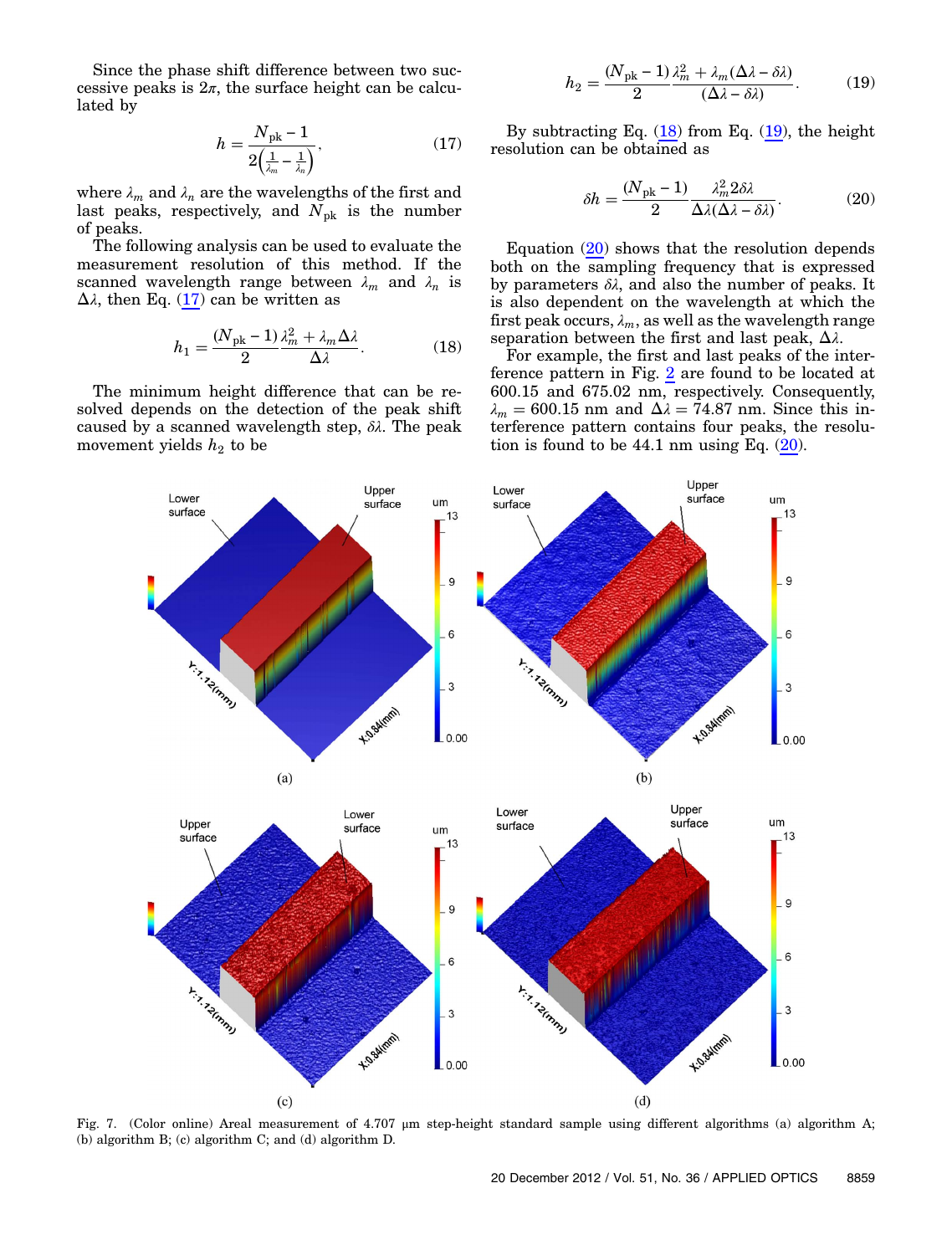Since the phase shift difference between two successive peaks is $2\pi$, the surface height can be calculated by

$$h = \frac{N_{\rm pk} - 1}{2\left(\frac{1}{\lambda_m} - \frac{1}{\lambda_n}\right)}, \tag{17}$$

where $\lambda_m$ and $\lambda_n$ are the wavelengths of the first and last peaks, respectively, and $N_{\rm pk}$ is the number of peaks.

The following analysis can be used to evaluate the measurement resolution of this method. If the scanned wavelength range between $\lambda_m$ and $\lambda_n$ is $\Delta\lambda$, then Eq. (17) can be written as

$$h_1 = \frac{(N_{\rm pk} - 1)}{2} \frac{\lambda_m^2 + \lambda_m \Delta\lambda}{\Delta\lambda}. \tag{18}$$

The minimum height difference that can be resolved depends on the detection of the peak shift caused by a scanned wavelength step, $\delta\lambda$. The peak movement yields $h_2$ to be

$$h_2 = \frac{(N_{\rm pk} - 1)}{2} \frac{\lambda_m^2 + \lambda_m(\Delta\lambda - \delta\lambda)}{(\Delta\lambda - \delta\lambda)}. \tag{19}$$

By subtracting Eq. (18) from Eq. (19), the height resolution can be obtained as

$$\delta h = \frac{(N_{\rm pk} - 1)}{2} \frac{\lambda_m^2 2\delta\lambda}{\Delta\lambda(\Delta\lambda - \delta\lambda)}. \tag{20}$$

Equation (20) shows that the resolution depends both on the sampling frequency that is expressed by parameters $\delta\lambda$, and also the number of peaks. It is also dependent on the wavelength at which the first peak occurs, $\lambda_m$, as well as the wavelength range separation between the first and last peak, $\Delta\lambda$.

For example, the first and last peaks of the interference pattern in Fig. 2 are found to be located at 600.15 and 675.02 nm, respectively. Consequently, $\lambda_m = 600.15$ nm and $\Delta\lambda = 74.87$ nm. Since this interference pattern contains four peaks, the resolution is found to be 44.1 nm using Eq. (20).

Fig. 7. (Color online) Areal measurement of 4.707 μm step-height standard sample using different algorithms (a) algorithm A; (b) algorithm B; (c) algorithm C; and (d) algorithm D.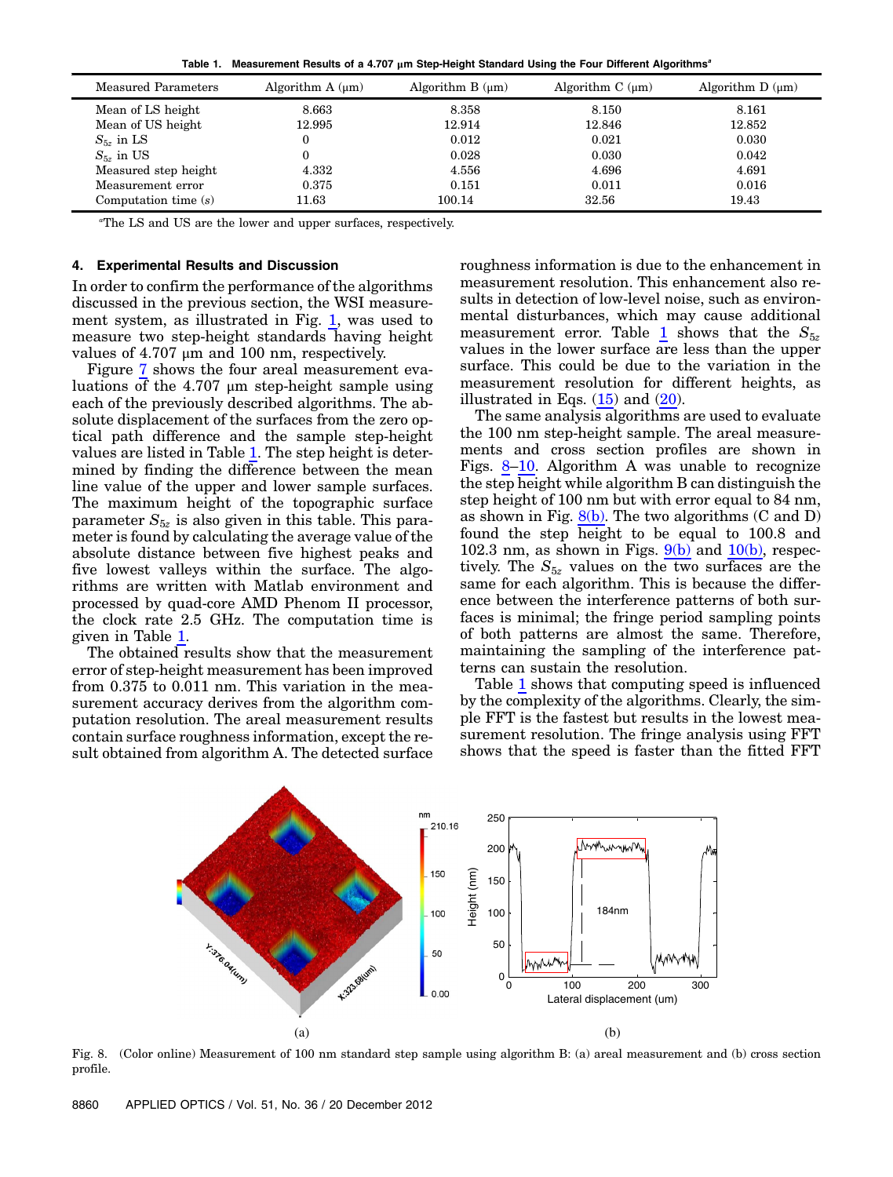Table 1. Measurement Results of a 4.707 μm Step-Height Standard Using the Four Different Algorithms[a]

| Measured Parameters | Algorithm A (μm) | Algorithm B (μm) | Algorithm C (μm) | Algorithm D (μm) |
|---|---|---|---|---|
| Mean of LS height | 8.663 | 8.358 | 8.150 | 8.161 |
| Mean of US height | 12.995 | 12.914 | 12.846 | 12.852 |
| $S_{5z}$ in LS | 0 | 0.012 | 0.021 | 0.030 |
| $S_{5z}$ in US | 0 | 0.028 | 0.030 | 0.042 |
| Measured step height | 4.332 | 4.556 | 4.696 | 4.691 |
| Measurement error | 0.375 | 0.151 | 0.011 | 0.016 |
| Computation time (s) | 11.63 | 100.14 | 32.56 | 19.43 |

[a]The LS and US are the lower and upper surfaces, respectively.

## 4. Experimental Results and Discussion

In order to confirm the performance of the algorithms discussed in the previous section, the WSI measurement system, as illustrated in Fig. 1, was used to measure two step-height standards having height values of 4.707 μm and 100 nm, respectively.

Figure 7 shows the four areal measurement evaluations of the 4.707 μm step-height sample using each of the previously described algorithms. The absolute displacement of the surfaces from the zero optical path difference and the sample step-height values are listed in Table 1. The step height is determined by finding the difference between the mean line value of the upper and lower sample surfaces. The maximum height of the topographic surface parameter $S_{5z}$ is also given in this table. This parameter is found by calculating the average value of the absolute distance between five highest peaks and five lowest valleys within the surface. The algorithms are written with Matlab environment and processed by quad-core AMD Phenom II processor, the clock rate 2.5 GHz. The computation time is given in Table 1.

The obtained results show that the measurement error of step-height measurement has been improved from 0.375 to 0.011 nm. This variation in the measurement accuracy derives from the algorithm computation resolution. The areal measurement results contain surface roughness information, except the result obtained from algorithm A. The detected surface roughness information is due to the enhancement in measurement resolution. This enhancement also results in detection of low-level noise, such as environmental disturbances, which may cause additional measurement error. Table 1 shows that the $S_{5z}$ values in the lower surface are less than the upper surface. This could be due to the variation in the measurement resolution for different heights, as illustrated in Eqs. (15) and (20).

The same analysis algorithms are used to evaluate the 100 nm step-height sample. The areal measurements and cross section profiles are shown in Figs. 8–10. Algorithm A was unable to recognize the step height while algorithm B can distinguish the step height of 100 nm but with error equal to 84 nm, as shown in Fig. 8(b). The two algorithms (C and D) found the step height to be equal to 100.8 and 102.3 nm, as shown in Figs. 9(b) and 10(b), respectively. The $S_{5z}$ values on the two surfaces are the same for each algorithm. This is because the difference between the interference patterns of both surfaces is minimal; the fringe period sampling points of both patterns are almost the same. Therefore, maintaining the sampling of the interference patterns can sustain the resolution.

Table 1 shows that computing speed is influenced by the complexity of the algorithms. Clearly, the simple FFT is the fastest but results in the lowest measurement resolution. The fringe analysis using FFT shows that the speed is faster than the fitted FFT

Fig. 8. (Color online) Measurement of 100 nm standard step sample using algorithm B: (a) areal measurement and (b) cross section profile.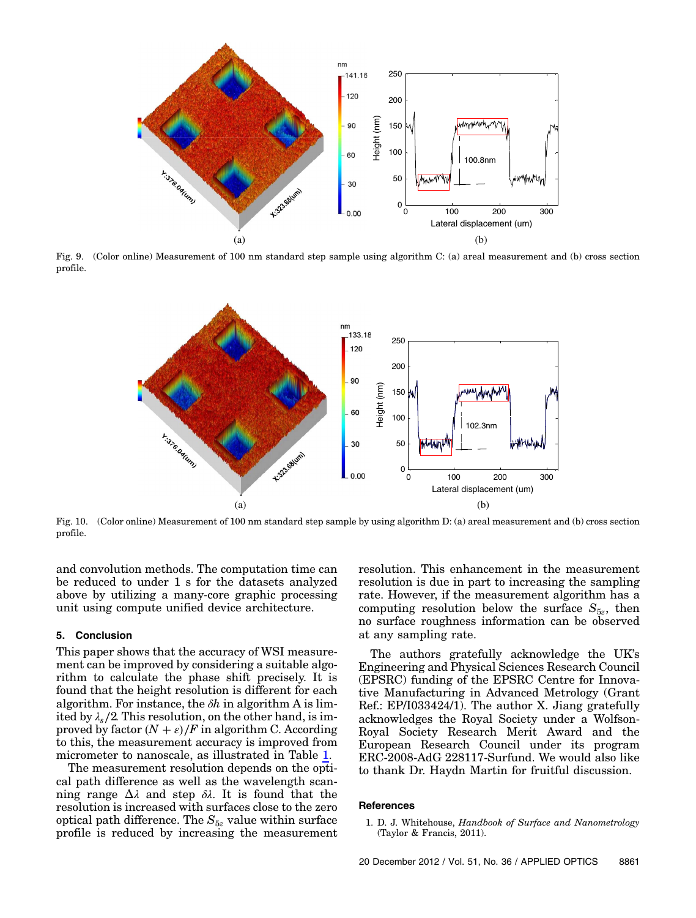Fig. 9. (Color online) Measurement of 100 nm standard step sample using algorithm C: (a) areal measurement and (b) cross section profile.

Fig. 10. (Color online) Measurement of 100 nm standard step sample by using algorithm D: (a) areal measurement and (b) cross section profile.

and convolution methods. The computation time can be reduced to under 1 s for the datasets analyzed above by utilizing a many-core graphic processing unit using compute unified device architecture.

## 5. Conclusion

This paper shows that the accuracy of WSI measurement can be improved by considering a suitable algorithm to calculate the phase shift precisely. It is found that the height resolution is different for each algorithm. For instance, the $\delta h$ in algorithm A is limited by $\lambda_s/2$. This resolution, on the other hand, is improved by factor $(N + \varepsilon)/F$ in algorithm C. According to this, the measurement accuracy is improved from micrometer to nanoscale, as illustrated in Table 1.

The measurement resolution depends on the optical path difference as well as the wavelength scanning range $\Delta\lambda$ and step $\delta\lambda$. It is found that the resolution is increased with surfaces close to the zero optical path difference. The $S_{5z}$ value within surface profile is reduced by increasing the measurement resolution. This enhancement in the measurement resolution is due in part to increasing the sampling rate. However, if the measurement algorithm has a computing resolution below the surface $S_{5z}$, then no surface roughness information can be observed at any sampling rate.

The authors gratefully acknowledge the UK's Engineering and Physical Sciences Research Council (EPSRC) funding of the EPSRC Centre for Innovative Manufacturing in Advanced Metrology (Grant Ref.: EP/I033424/1). The author X. Jiang gratefully acknowledges the Royal Society under a Wolfson-Royal Society Research Merit Award and the European Research Council under its program ERC-2008-AdG 228117-Surfund. We would also like to thank Dr. Haydn Martin for fruitful discussion.

## References

1. D. J. Whitehouse, *Handbook of Surface and Nanometrology* (Taylor & Francis, 2011).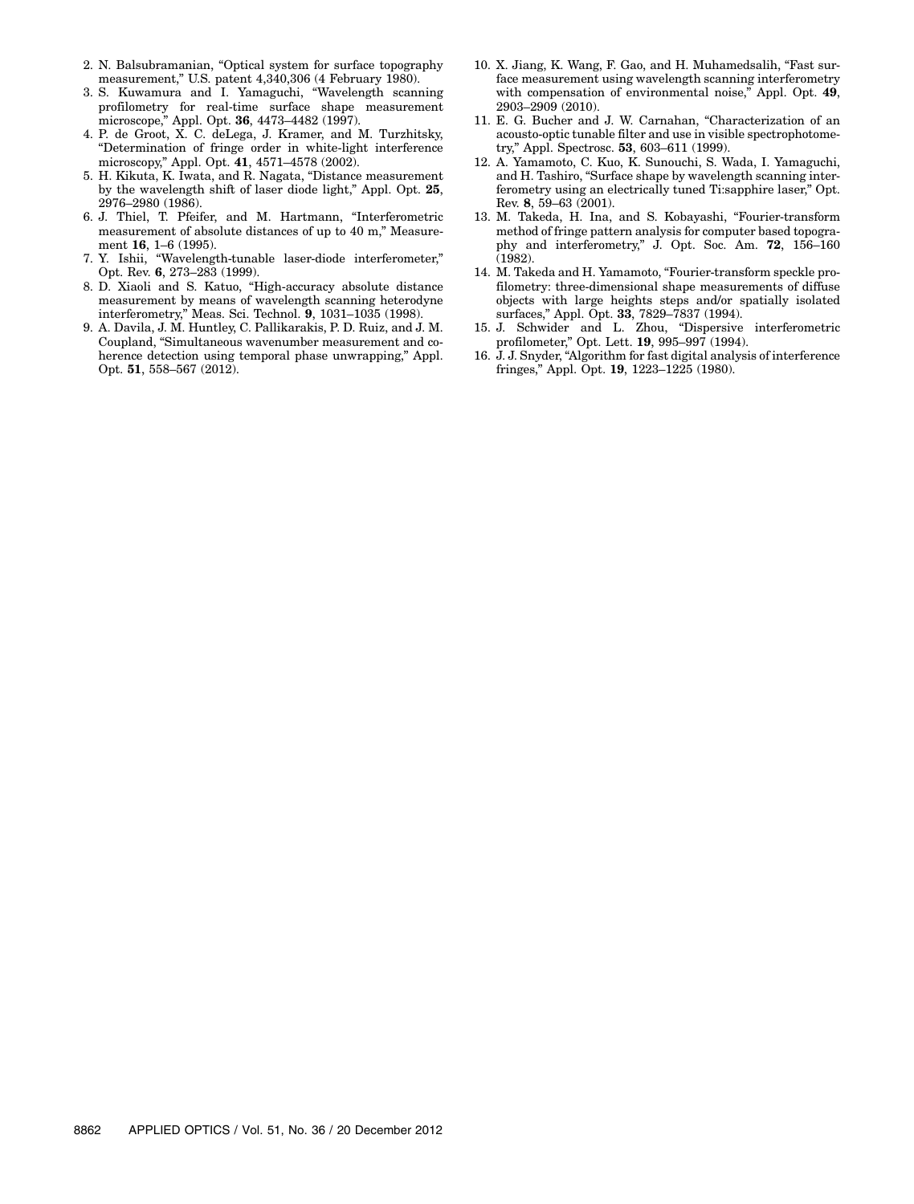2. N. Balsubramanian, "Optical system for surface topography measurement," U.S. patent 4,340,306 (4 February 1980).
3. S. Kuwamura and I. Yamaguchi, "Wavelength scanning profilometry for real-time surface shape measurement microscope," Appl. Opt. **36**, 4473–4482 (1997).
4. P. de Groot, X. C. deLega, J. Kramer, and M. Turzhitsky, "Determination of fringe order in white-light interference microscopy," Appl. Opt. **41**, 4571–4578 (2002).
5. H. Kikuta, K. Iwata, and R. Nagata, "Distance measurement by the wavelength shift of laser diode light," Appl. Opt. **25**, 2976–2980 (1986).
6. J. Thiel, T. Pfeifer, and M. Hartmann, "Interferometric measurement of absolute distances of up to 40 m," Measurement **16**, 1–6 (1995).
7. Y. Ishii, "Wavelength-tunable laser-diode interferometer," Opt. Rev. **6**, 273–283 (1999).
8. D. Xiaoli and S. Katuo, "High-accuracy absolute distance measurement by means of wavelength scanning heterodyne interferometry," Meas. Sci. Technol. **9**, 1031–1035 (1998).
9. A. Davila, J. M. Huntley, C. Pallikarakis, P. D. Ruiz, and J. M. Coupland, "Simultaneous wavenumber measurement and coherence detection using temporal phase unwrapping," Appl. Opt. **51**, 558–567 (2012).
10. X. Jiang, K. Wang, F. Gao, and H. Muhamedsalih, "Fast surface measurement using wavelength scanning interferometry with compensation of environmental noise," Appl. Opt. **49**, 2903–2909 (2010).
11. E. G. Bucher and J. W. Carnahan, "Characterization of an acousto-optic tunable filter and use in visible spectrophotometry," Appl. Spectrosc. **53**, 603–611 (1999).
12. A. Yamamoto, C. Kuo, K. Sunouchi, S. Wada, I. Yamaguchi, and H. Tashiro, "Surface shape by wavelength scanning interferometry using an electrically tuned Ti:sapphire laser," Opt. Rev. **8**, 59–63 (2001).
13. M. Takeda, H. Ina, and S. Kobayashi, "Fourier-transform method of fringe pattern analysis for computer based topography and interferometry," J. Opt. Soc. Am. **72**, 156–160 (1982).
14. M. Takeda and H. Yamamoto, "Fourier-transform speckle profilometry: three-dimensional shape measurements of diffuse objects with large heights steps and/or spatially isolated surfaces," Appl. Opt. **33**, 7829–7837 (1994).
15. J. Schwider and L. Zhou, "Dispersive interferometric profilometer," Opt. Lett. **19**, 995–997 (1994).
16. J. J. Snyder, "Algorithm for fast digital analysis of interference fringes," Appl. Opt. **19**, 1223–1225 (1980).